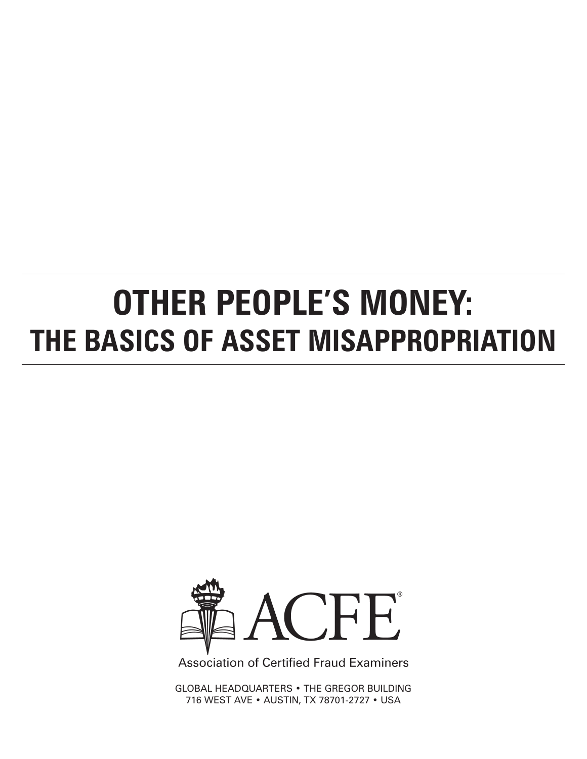# OTHER PEOPLE'S MONEY:
## THE BASICS OF ASSET MISAPPROPRIATION

ACFE®

Association of Certified Fraud Examiners

GLOBAL HEADQUARTERS • THE GREGOR BUILDING
716 WEST AVE • AUSTIN, TX 78701-2727 • USA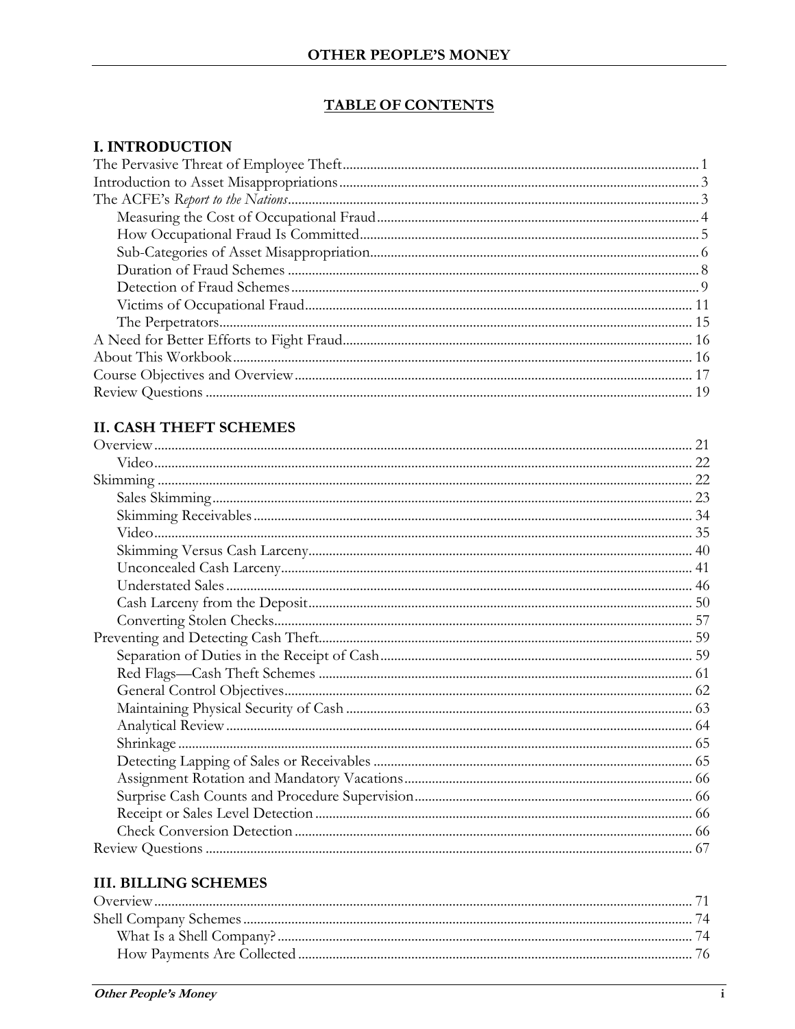## TABLE OF CONTENTS

### I. INTRODUCTION

The Pervasive Threat of Employee Theft .......... 1
Introduction to Asset Misappropriations .......... 3
The ACFE's *Report to the Nations* .......... 3
- Measuring the Cost of Occupational Fraud .......... 4
- How Occupational Fraud Is Committed .......... 5
- Sub-Categories of Asset Misappropriation .......... 6
- Duration of Fraud Schemes .......... 8
- Detection of Fraud Schemes .......... 9
- Victims of Occupational Fraud .......... 11
- The Perpetrators .......... 15

A Need for Better Efforts to Fight Fraud .......... 16
About This Workbook .......... 16
Course Objectives and Overview .......... 17
Review Questions .......... 19

### II. CASH THEFT SCHEMES

Overview .......... 21
- Video .......... 22

Skimming .......... 22
- Sales Skimming .......... 23
- Skimming Receivables .......... 34
- Video .......... 35
- Skimming Versus Cash Larceny .......... 40
- Unconcealed Cash Larceny .......... 41
- Understated Sales .......... 46
- Cash Larceny from the Deposit .......... 50
- Converting Stolen Checks .......... 57

Preventing and Detecting Cash Theft .......... 59
- Separation of Duties in the Receipt of Cash .......... 59
- Red Flags—Cash Theft Schemes .......... 61
- General Control Objectives .......... 62
- Maintaining Physical Security of Cash .......... 63
- Analytical Review .......... 64
- Shrinkage .......... 65
- Detecting Lapping of Sales or Receivables .......... 65
- Assignment Rotation and Mandatory Vacations .......... 66
- Surprise Cash Counts and Procedure Supervision .......... 66
- Receipt or Sales Level Detection .......... 66
- Check Conversion Detection .......... 66

Review Questions .......... 67

### III. BILLING SCHEMES

Overview .......... 71
Shell Company Schemes .......... 74
- What Is a Shell Company? .......... 74
- How Payments Are Collected .......... 76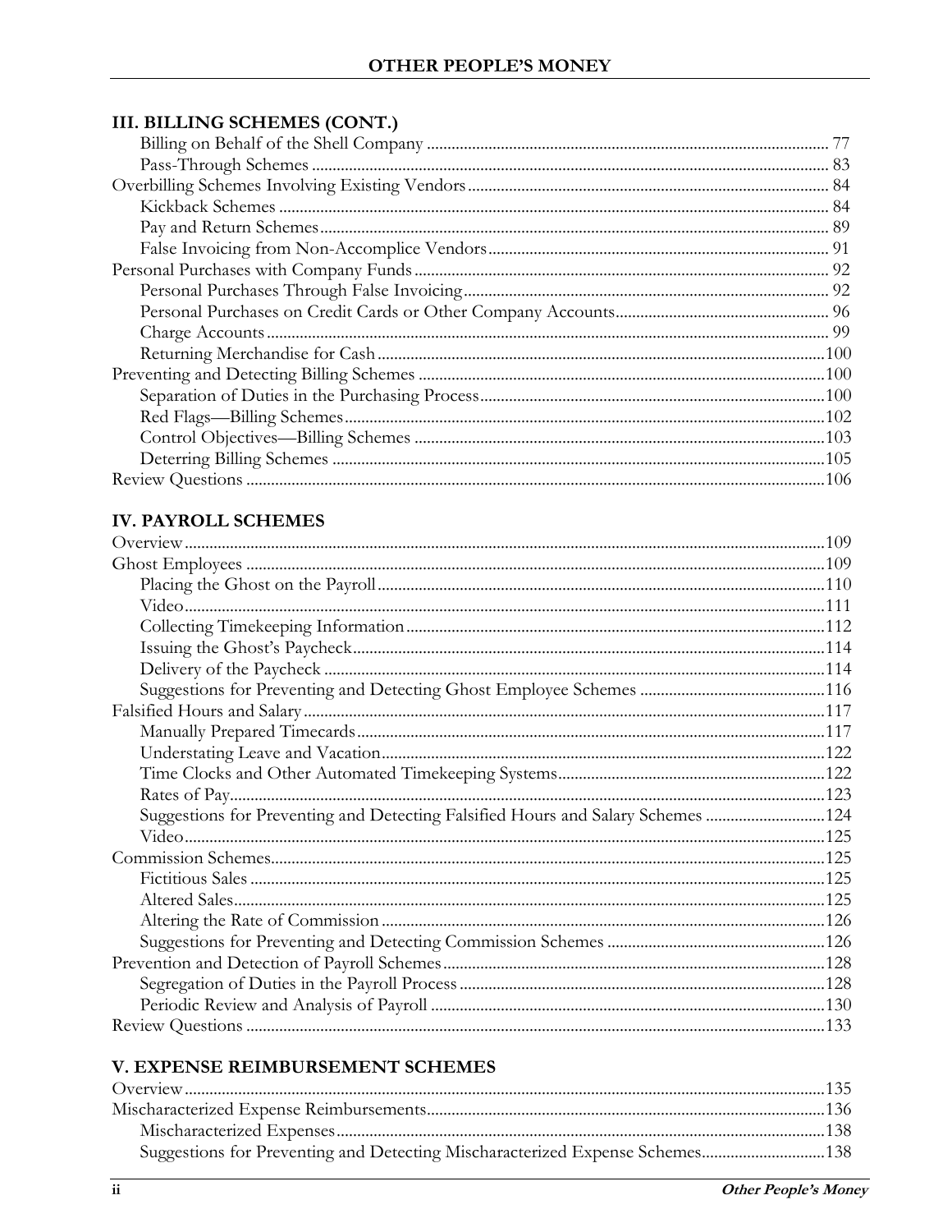## III. BILLING SCHEMES (CONT.)

- Billing on Behalf of the Shell Company ..... 77
  - Pass-Through Schemes ..... 83
- Overbilling Schemes Involving Existing Vendors ..... 84
  - Kickback Schemes ..... 84
  - Pay and Return Schemes ..... 89
  - False Invoicing from Non-Accomplice Vendors ..... 91
- Personal Purchases with Company Funds ..... 92
  - Personal Purchases Through False Invoicing ..... 92
  - Personal Purchases on Credit Cards or Other Company Accounts ..... 96
  - Charge Accounts ..... 99
  - Returning Merchandise for Cash ..... 100
- Preventing and Detecting Billing Schemes ..... 100
  - Separation of Duties in the Purchasing Process ..... 100
  - Red Flags—Billing Schemes ..... 102
  - Control Objectives—Billing Schemes ..... 103
  - Deterring Billing Schemes ..... 105
- Review Questions ..... 106

## IV. PAYROLL SCHEMES

- Overview ..... 109
- Ghost Employees ..... 109
  - Placing the Ghost on the Payroll ..... 110
  - Video ..... 111
  - Collecting Timekeeping Information ..... 112
  - Issuing the Ghost's Paycheck ..... 114
  - Delivery of the Paycheck ..... 114
  - Suggestions for Preventing and Detecting Ghost Employee Schemes ..... 116
- Falsified Hours and Salary ..... 117
  - Manually Prepared Timecards ..... 117
  - Understating Leave and Vacation ..... 122
  - Time Clocks and Other Automated Timekeeping Systems ..... 122
  - Rates of Pay ..... 123
  - Suggestions for Preventing and Detecting Falsified Hours and Salary Schemes ..... 124
  - Video ..... 125
- Commission Schemes ..... 125
  - Fictitious Sales ..... 125
  - Altered Sales ..... 125
  - Altering the Rate of Commission ..... 126
  - Suggestions for Preventing and Detecting Commission Schemes ..... 126
- Prevention and Detection of Payroll Schemes ..... 128
  - Segregation of Duties in the Payroll Process ..... 128
  - Periodic Review and Analysis of Payroll ..... 130
- Review Questions ..... 133

## V. EXPENSE REIMBURSEMENT SCHEMES

- Overview ..... 135
- Mischaracterized Expense Reimbursements ..... 136
  - Mischaracterized Expenses ..... 138
  - Suggestions for Preventing and Detecting Mischaracterized Expense Schemes ..... 138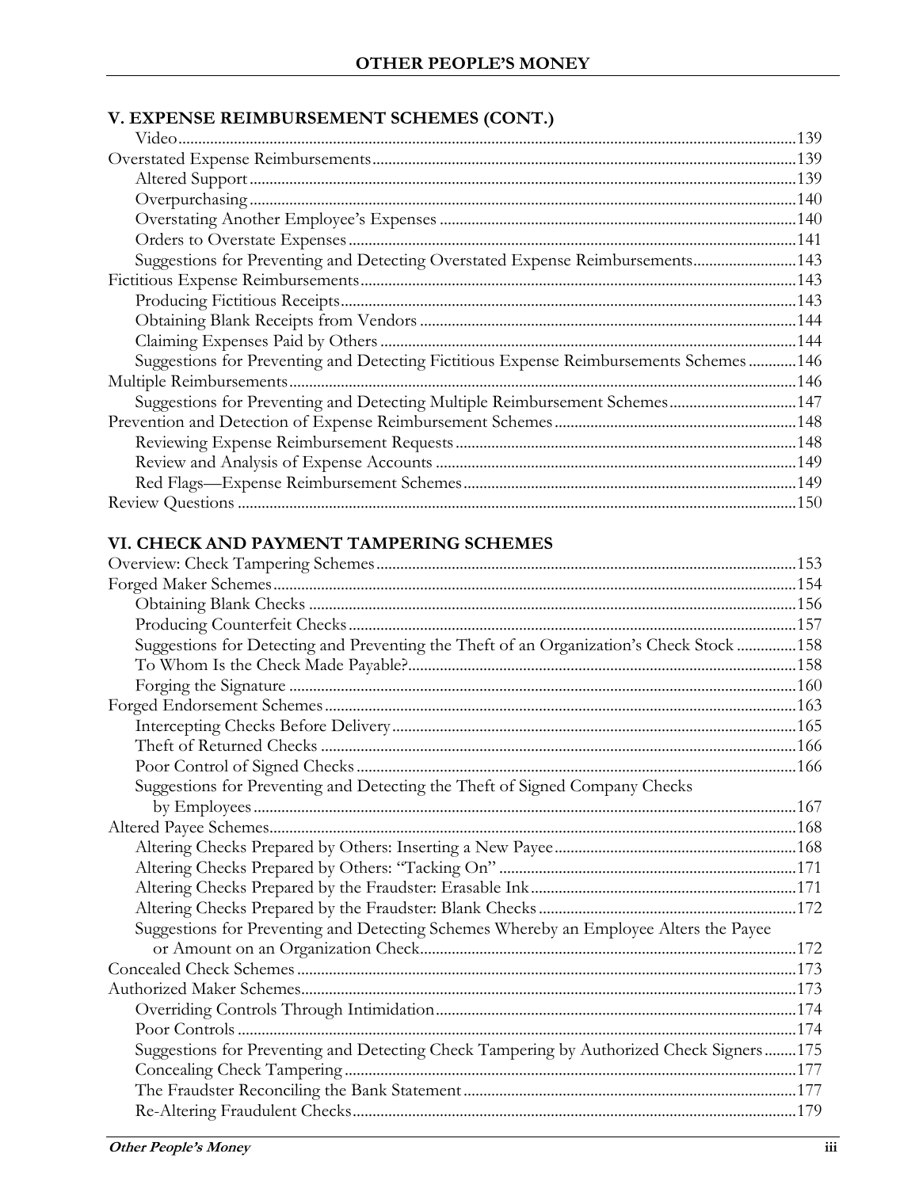## V. EXPENSE REIMBURSEMENT SCHEMES (CONT.)

- Video ....................................................................................................................................................139
- Overstated Expense Reimbursements .........................................................................................................139
  - Altered Support ......................................................................................................................................139
  - Overpurchasing ......................................................................................................................................140
  - Overstating Another Employee's Expenses .........................................................................................140
  - Orders to Overstate Expenses ...............................................................................................................141
  - Suggestions for Preventing and Detecting Overstated Expense Reimbursements..........................143
- Fictitious Expense Reimbursements ...........................................................................................................143
  - Producing Fictitious Receipts.................................................................................................................143
  - Obtaining Blank Receipts from Vendors .............................................................................................144
  - Claiming Expenses Paid by Others .......................................................................................................144
  - Suggestions for Preventing and Detecting Fictitious Expense Reimbursements Schemes ............146
- Multiple Reimbursements..............................................................................................................................146
  - Suggestions for Preventing and Detecting Multiple Reimbursement Schemes................................147
- Prevention and Detection of Expense Reimbursement Schemes ............................................................148
  - Reviewing Expense Reimbursement Requests ....................................................................................148
  - Review and Analysis of Expense Accounts ..........................................................................................149
  - Red Flags—Expense Reimbursement Schemes ...................................................................................149
- Review Questions ...........................................................................................................................................150

## VI. CHECK AND PAYMENT TAMPERING SCHEMES

- Overview: Check Tampering Schemes ........................................................................................................153
- Forged Maker Schemes ..................................................................................................................................154
  - Obtaining Blank Checks .........................................................................................................................156
  - Producing Counterfeit Checks ...............................................................................................................157
  - Suggestions for Detecting and Preventing the Theft of an Organization's Check Stock ...............158
  - To Whom Is the Check Made Payable?................................................................................................158
  - Forging the Signature ..............................................................................................................................160
- Forged Endorsement Schemes .....................................................................................................................163
  - Intercepting Checks Before Delivery.....................................................................................................165
  - Theft of Returned Checks ......................................................................................................................166
  - Poor Control of Signed Checks .............................................................................................................166
  - Suggestions for Preventing and Detecting the Theft of Signed Company Checks by Employees .......................................................................................................................................167
- Altered Payee Schemes ...................................................................................................................................168
  - Altering Checks Prepared by Others: Inserting a New Payee............................................................168
  - Altering Checks Prepared by Others: "Tacking On" ..........................................................................171
  - Altering Checks Prepared by the Fraudster: Erasable Ink..................................................................171
  - Altering Checks Prepared by the Fraudster: Blank Checks................................................................172
  - Suggestions for Preventing and Detecting Schemes Whereby an Employee Alters the Payee or Amount on an Organization Check..............................................................................................172
- Concealed Check Schemes ............................................................................................................................173
- Authorized Maker Schemes...........................................................................................................................173
  - Overriding Controls Through Intimidation.........................................................................................174
  - Poor Controls ..........................................................................................................................................174
  - Suggestions for Preventing and Detecting Check Tampering by Authorized Check Signers........175
  - Concealing Check Tampering ................................................................................................................177
  - The Fraudster Reconciling the Bank Statement ..................................................................................177
  - Re-Altering Fraudulent Checks..............................................................................................................179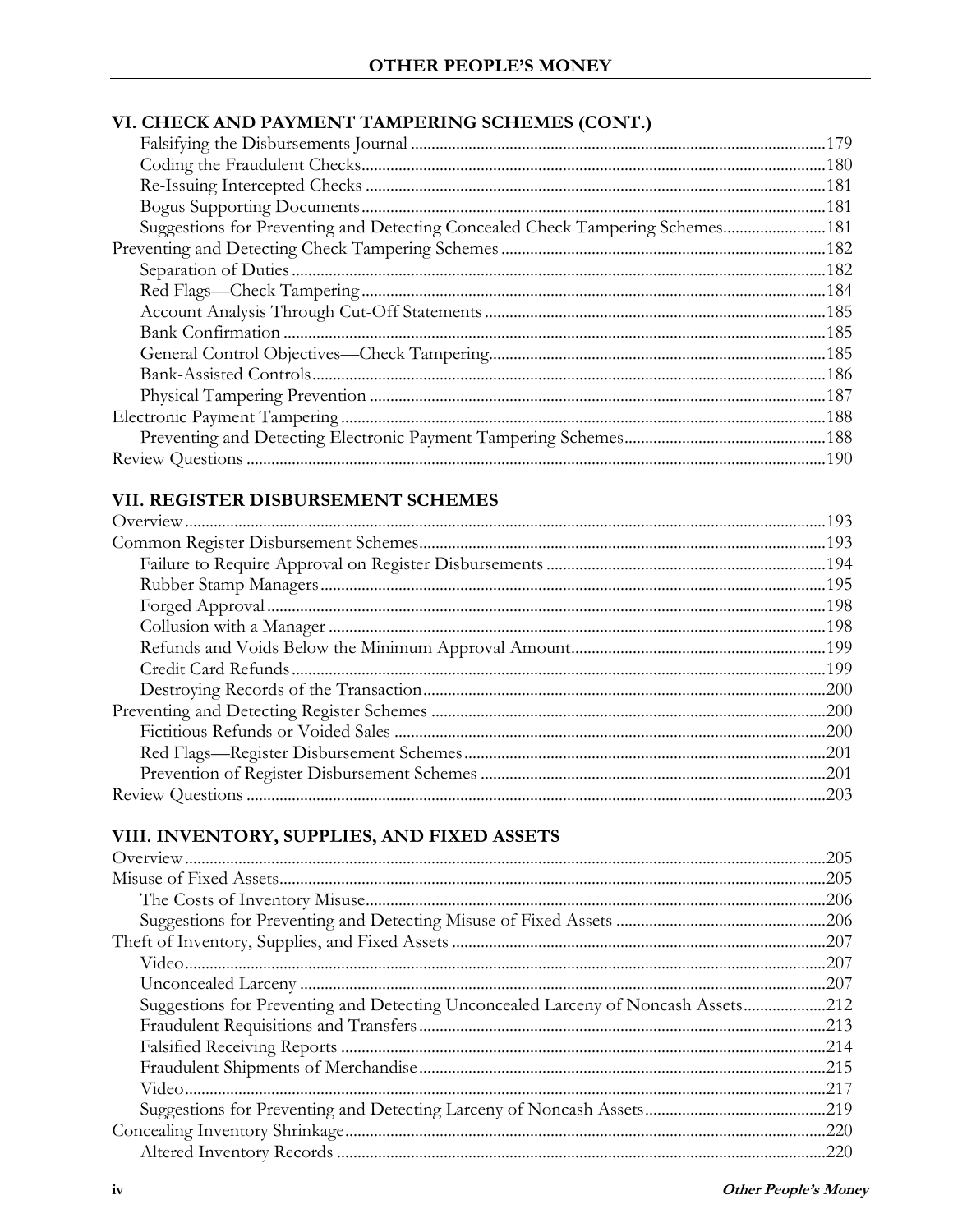## VI. CHECK AND PAYMENT TAMPERING SCHEMES (CONT.)

- Falsifying the Disbursements Journal ........ 179
- Coding the Fraudulent Checks ........ 180
- Re-Issuing Intercepted Checks ........ 181
- Bogus Supporting Documents ........ 181
- Suggestions for Preventing and Detecting Concealed Check Tampering Schemes ........ 181

Preventing and Detecting Check Tampering Schemes ........ 182

- Separation of Duties ........ 182
- Red Flags—Check Tampering ........ 184
- Account Analysis Through Cut-Off Statements ........ 185
- Bank Confirmation ........ 185
- General Control Objectives—Check Tampering ........ 185
- Bank-Assisted Controls ........ 186
- Physical Tampering Prevention ........ 187

Electronic Payment Tampering ........ 188

- Preventing and Detecting Electronic Payment Tampering Schemes ........ 188

Review Questions ........ 190

## VII. REGISTER DISBURSEMENT SCHEMES

Overview ........ 193

Common Register Disbursement Schemes ........ 193

- Failure to Require Approval on Register Disbursements ........ 194
- Rubber Stamp Managers ........ 195
- Forged Approval ........ 198
- Collusion with a Manager ........ 198
- Refunds and Voids Below the Minimum Approval Amount ........ 199
- Credit Card Refunds ........ 199
- Destroying Records of the Transaction ........ 200

Preventing and Detecting Register Schemes ........ 200

- Fictitious Refunds or Voided Sales ........ 200
- Red Flags—Register Disbursement Schemes ........ 201
- Prevention of Register Disbursement Schemes ........ 201

Review Questions ........ 203

## VIII. INVENTORY, SUPPLIES, AND FIXED ASSETS

Overview ........ 205

Misuse of Fixed Assets ........ 205

- The Costs of Inventory Misuse ........ 206
- Suggestions for Preventing and Detecting Misuse of Fixed Assets ........ 206

Theft of Inventory, Supplies, and Fixed Assets ........ 207

- Video ........ 207
- Unconcealed Larceny ........ 207
- Suggestions for Preventing and Detecting Unconcealed Larceny of Noncash Assets ........ 212
- Fraudulent Requisitions and Transfers ........ 213
- Falsified Receiving Reports ........ 214
- Fraudulent Shipments of Merchandise ........ 215
- Video ........ 217
- Suggestions for Preventing and Detecting Larceny of Noncash Assets ........ 219

Concealing Inventory Shrinkage ........ 220

- Altered Inventory Records ........ 220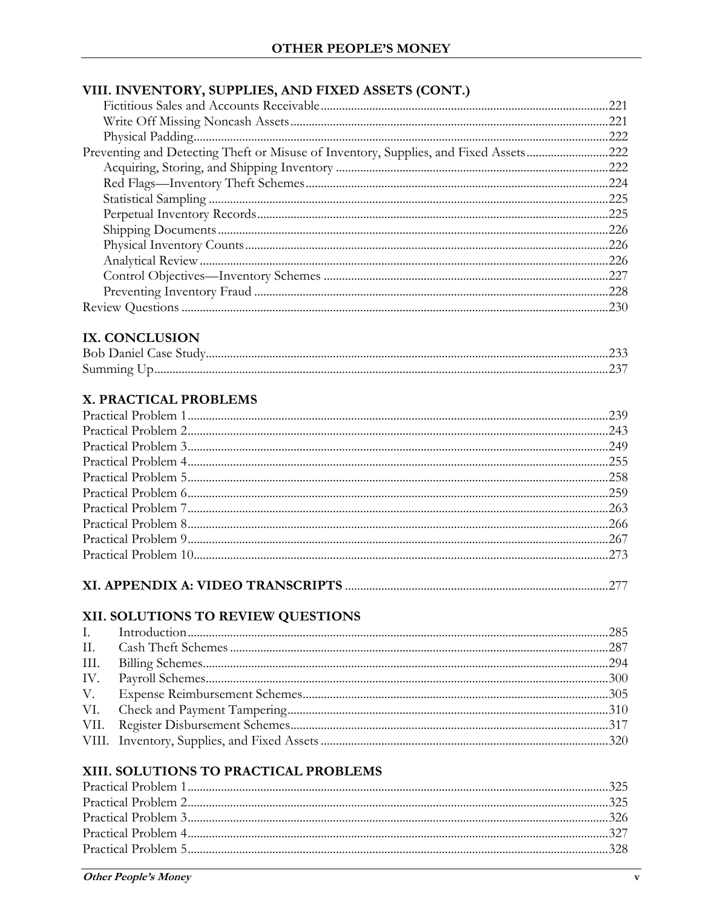## VIII. INVENTORY, SUPPLIES, AND FIXED ASSETS (CONT.)

- Fictitious Sales and Accounts Receivable ..... 221
- Write Off Missing Noncash Assets ..... 221
- Physical Padding ..... 222

Preventing and Detecting Theft or Misuse of Inventory, Supplies, and Fixed Assets ..... 222

- Acquiring, Storing, and Shipping Inventory ..... 222
- Red Flags—Inventory Theft Schemes ..... 224
- Statistical Sampling ..... 225
- Perpetual Inventory Records ..... 225
- Shipping Documents ..... 226
- Physical Inventory Counts ..... 226
- Analytical Review ..... 226
- Control Objectives—Inventory Schemes ..... 227
- Preventing Inventory Fraud ..... 228

Review Questions ..... 230

## IX. CONCLUSION

Bob Daniel Case Study ..... 233

Summing Up ..... 237

## X. PRACTICAL PROBLEMS

Practical Problem 1 ..... 239

Practical Problem 2 ..... 243

Practical Problem 3 ..... 249

Practical Problem 4 ..... 255

Practical Problem 5 ..... 258

Practical Problem 6 ..... 259

Practical Problem 7 ..... 263

Practical Problem 8 ..... 266

Practical Problem 9 ..... 267

Practical Problem 10 ..... 273

## XI. APPENDIX A: VIDEO TRANSCRIPTS ..... 277

## XII. SOLUTIONS TO REVIEW QUESTIONS

I. Introduction ..... 285

II. Cash Theft Schemes ..... 287

III. Billing Schemes ..... 294

IV. Payroll Schemes ..... 300

V. Expense Reimbursement Schemes ..... 305

VI. Check and Payment Tampering ..... 310

VII. Register Disbursement Schemes ..... 317

VIII. Inventory, Supplies, and Fixed Assets ..... 320

## XIII. SOLUTIONS TO PRACTICAL PROBLEMS

Practical Problem 1 ..... 325

Practical Problem 2 ..... 325

Practical Problem 3 ..... 326

Practical Problem 4 ..... 327

Practical Problem 5 ..... 328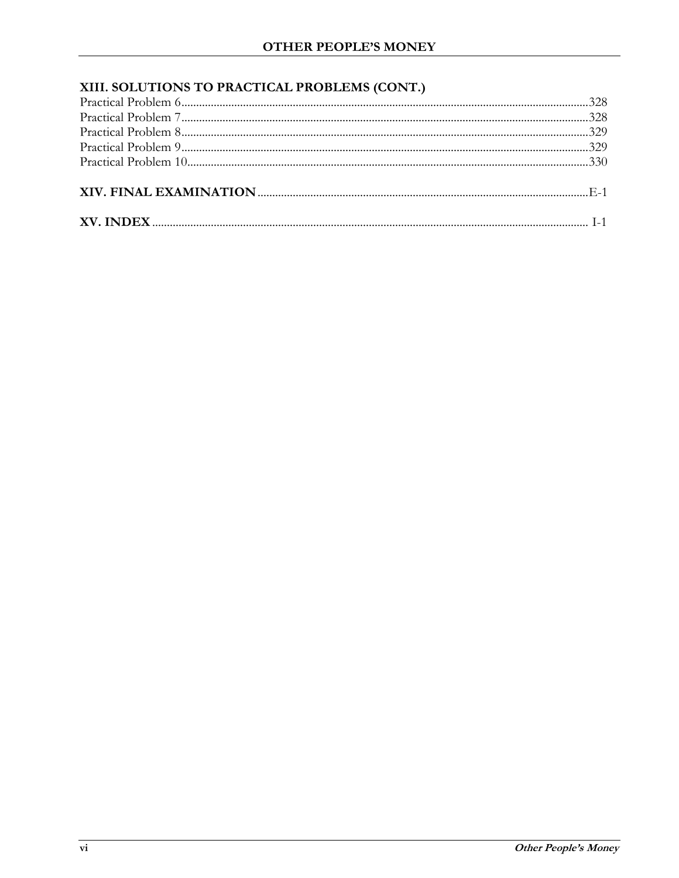## XIII. SOLUTIONS TO PRACTICAL PROBLEMS (CONT.)

Practical Problem 6 .......... 328
Practical Problem 7 .......... 328
Practical Problem 8 .......... 329
Practical Problem 9 .......... 329
Practical Problem 10 .......... 330

**XIV. FINAL EXAMINATION** .......... E-1

**XV. INDEX** .......... I-1